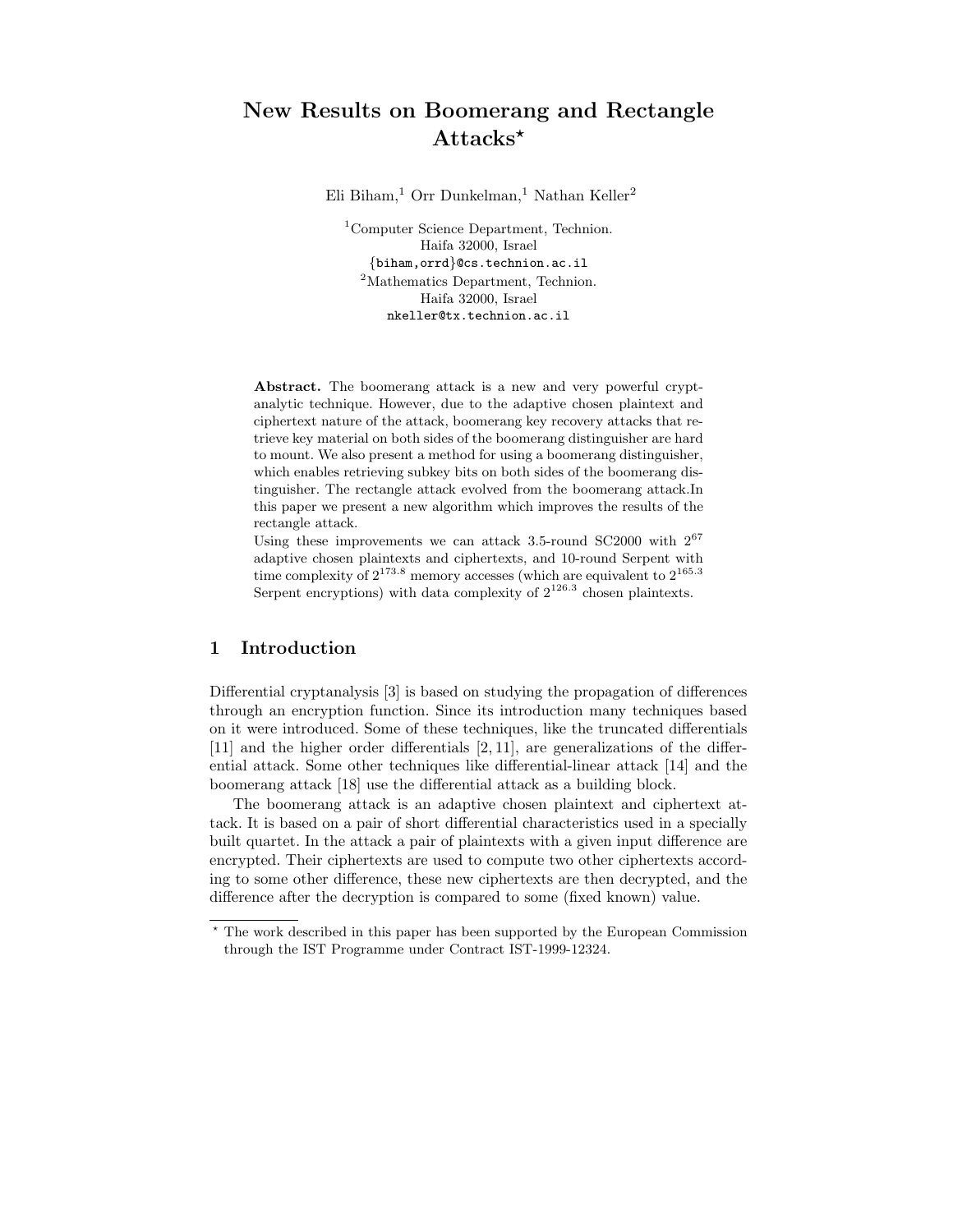# New Results on Boomerang and Rectangle Attacks*

Eli Biham,[1] Orr Dunkelman,[1] Nathan Keller[2]

[1]Computer Science Department, Technion.
Haifa 32000, Israel
{biham,orrd}@cs.technion.ac.il
[2]Mathematics Department, Technion.
Haifa 32000, Israel
nkeller@tx.technion.ac.il

**Abstract.** The boomerang attack is a new and very powerful cryptanalytic technique. However, due to the adaptive chosen plaintext and ciphertext nature of the attack, boomerang key recovery attacks that retrieve key material on both sides of the boomerang distinguisher are hard to mount. We also present a method for using a boomerang distinguisher, which enables retrieving subkey bits on both sides of the boomerang distinguisher. The rectangle attack evolved from the boomerang attack.In this paper we present a new algorithm which improves the results of the rectangle attack.
Using these improvements we can attack 3.5-round SC2000 with $2^{67}$ adaptive chosen plaintexts and ciphertexts, and 10-round Serpent with time complexity of $2^{173.8}$ memory accesses (which are equivalent to $2^{165.3}$ Serpent encryptions) with data complexity of $2^{126.3}$ chosen plaintexts.

## 1 Introduction

Differential cryptanalysis [3] is based on studying the propagation of differences through an encryption function. Since its introduction many techniques based on it were introduced. Some of these techniques, like the truncated differentials [11] and the higher order differentials [2, 11], are generalizations of the differential attack. Some other techniques like differential-linear attack [14] and the boomerang attack [18] use the differential attack as a building block.

The boomerang attack is an adaptive chosen plaintext and ciphertext attack. It is based on a pair of short differential characteristics used in a specially built quartet. In the attack a pair of plaintexts with a given input difference are encrypted. Their ciphertexts are used to compute two other ciphertexts according to some other difference, these new ciphertexts are then decrypted, and the difference after the decryption is compared to some (fixed known) value.

* The work described in this paper has been supported by the European Commission through the IST Programme under Contract IST-1999-12324.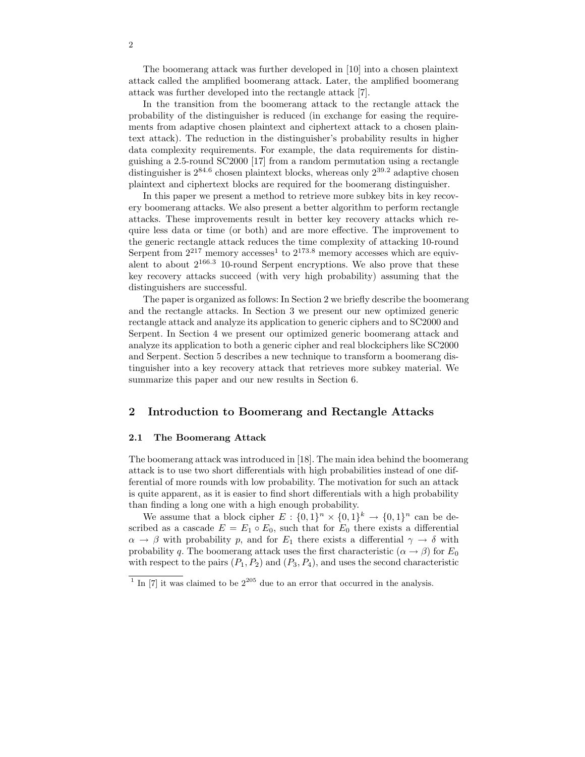The boomerang attack was further developed in [10] into a chosen plaintext attack called the amplified boomerang attack. Later, the amplified boomerang attack was further developed into the rectangle attack [7].

In the transition from the boomerang attack to the rectangle attack the probability of the distinguisher is reduced (in exchange for easing the requirements from adaptive chosen plaintext and ciphertext attack to a chosen plaintext attack). The reduction in the distinguisher's probability results in higher data complexity requirements. For example, the data requirements for distinguishing a 2.5-round SC2000 [17] from a random permutation using a rectangle distinguisher is $2^{84.6}$ chosen plaintext blocks, whereas only $2^{39.2}$ adaptive chosen plaintext and ciphertext blocks are required for the boomerang distinguisher.

In this paper we present a method to retrieve more subkey bits in key recovery boomerang attacks. We also present a better algorithm to perform rectangle attacks. These improvements result in better key recovery attacks which require less data or time (or both) and are more effective. The improvement to the generic rectangle attack reduces the time complexity of attacking 10-round Serpent from $2^{217}$ memory accesses[1] to $2^{173.8}$ memory accesses which are equivalent to about $2^{166.3}$ 10-round Serpent encryptions. We also prove that these key recovery attacks succeed (with very high probability) assuming that the distinguishers are successful.

The paper is organized as follows: In Section 2 we briefly describe the boomerang and the rectangle attacks. In Section 3 we present our new optimized generic rectangle attack and analyze its application to generic ciphers and to SC2000 and Serpent. In Section 4 we present our optimized generic boomerang attack and analyze its application to both a generic cipher and real blockciphers like SC2000 and Serpent. Section 5 describes a new technique to transform a boomerang distinguisher into a key recovery attack that retrieves more subkey material. We summarize this paper and our new results in Section 6.

## 2 Introduction to Boomerang and Rectangle Attacks

### 2.1 The Boomerang Attack

The boomerang attack was introduced in [18]. The main idea behind the boomerang attack is to use two short differentials with high probabilities instead of one differential of more rounds with low probability. The motivation for such an attack is quite apparent, as it is easier to find short differentials with a high probability than finding a long one with a high enough probability.

We assume that a block cipher $E : \{0,1\}^n \times \{0,1\}^k \rightarrow \{0,1\}^n$ can be described as a cascade $E = E_1 \circ E_0$, such that for $E_0$ there exists a differential $\alpha \rightarrow \beta$ with probability $p$, and for $E_1$ there exists a differential $\gamma \rightarrow \delta$ with probability $q$. The boomerang attack uses the first characteristic ($\alpha \rightarrow \beta$) for $E_0$ with respect to the pairs $(P_1, P_2)$ and $(P_3, P_4)$, and uses the second characteristic

[1] In [7] it was claimed to be $2^{205}$ due to an error that occurred in the analysis.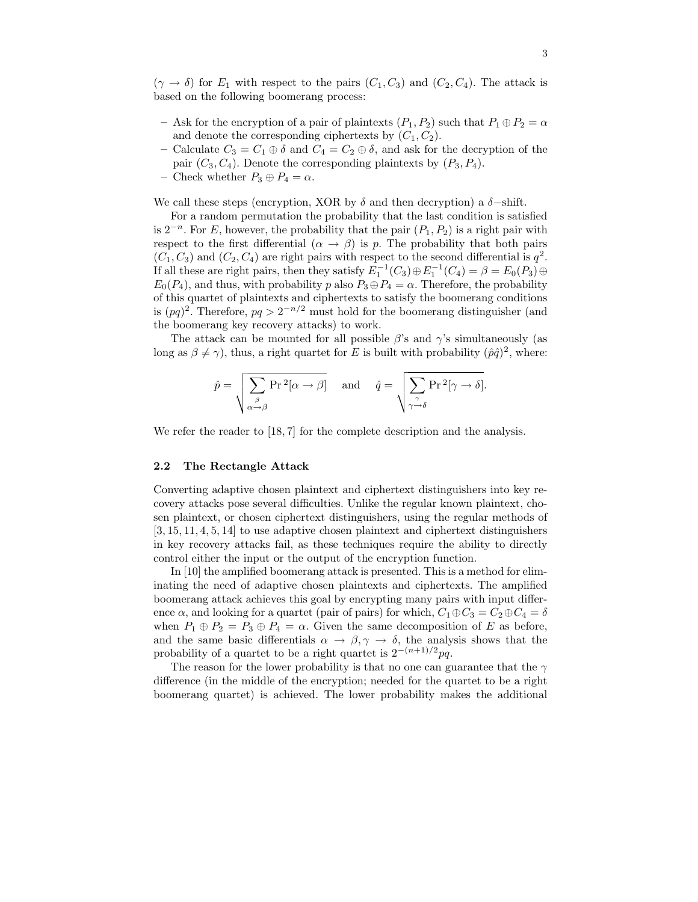$(\gamma \to \delta)$ for $E_1$ with respect to the pairs $(C_1, C_3)$ and $(C_2, C_4)$. The attack is based on the following boomerang process:

- Ask for the encryption of a pair of plaintexts $(P_1, P_2)$ such that $P_1 \oplus P_2 = \alpha$ and denote the corresponding ciphertexts by $(C_1, C_2)$.
- Calculate $C_3 = C_1 \oplus \delta$ and $C_4 = C_2 \oplus \delta$, and ask for the decryption of the pair $(C_3, C_4)$. Denote the corresponding plaintexts by $(P_3, P_4)$.
- Check whether $P_3 \oplus P_4 = \alpha$.

We call these steps (encryption, XOR by $\delta$ and then decryption) a $\delta-$shift.

For a random permutation the probability that the last condition is satisfied is $2^{-n}$. For $E$, however, the probability that the pair $(P_1, P_2)$ is a right pair with respect to the first differential $(\alpha \to \beta)$ is $p$. The probability that both pairs $(C_1, C_3)$ and $(C_2, C_4)$ are right pairs with respect to the second differential is $q^2$. If all these are right pairs, then they satisfy $E_1^{-1}(C_3) \oplus E_1^{-1}(C_4) = \beta = E_0(P_3) \oplus E_0(P_4)$, and thus, with probability $p$ also $P_3 \oplus P_4 = \alpha$. Therefore, the probability of this quartet of plaintexts and ciphertexts to satisfy the boomerang conditions is $(pq)^2$. Therefore, $pq > 2^{-n/2}$ must hold for the boomerang distinguisher (and the boomerang key recovery attacks) to work.

The attack can be mounted for all possible $\beta$'s and $\gamma$'s simultaneously (as long as $\beta \neq \gamma$), thus, a right quartet for $E$ is built with probability $(\hat{p}\hat{q})^2$, where:

$$\hat{p} = \sqrt{\sum_{\alpha \xrightarrow{\beta} \beta} \Pr{}^2[\alpha \to \beta]} \quad \text{and} \quad \hat{q} = \sqrt{\sum_{\gamma \xrightarrow{\gamma} \delta} \Pr{}^2[\gamma \to \delta]}.$$

We refer the reader to [18, 7] for the complete description and the analysis.

### 2.2 The Rectangle Attack

Converting adaptive chosen plaintext and ciphertext distinguishers into key recovery attacks pose several difficulties. Unlike the regular known plaintext, chosen plaintext, or chosen ciphertext distinguishers, using the regular methods of [3, 15, 11, 4, 5, 14] to use adaptive chosen plaintext and ciphertext distinguishers in key recovery attacks fail, as these techniques require the ability to directly control either the input or the output of the encryption function.

In [10] the amplified boomerang attack is presented. This is a method for eliminating the need of adaptive chosen plaintexts and ciphertexts. The amplified boomerang attack achieves this goal by encrypting many pairs with input difference $\alpha$, and looking for a quartet (pair of pairs) for which, $C_1 \oplus C_3 = C_2 \oplus C_4 = \delta$ when $P_1 \oplus P_2 = P_3 \oplus P_4 = \alpha$. Given the same decomposition of $E$ as before, and the same basic differentials $\alpha \to \beta, \gamma \to \delta$, the analysis shows that the probability of a quartet to be a right quartet is $2^{-(n+1)/2}pq$.

The reason for the lower probability is that no one can guarantee that the $\gamma$ difference (in the middle of the encryption; needed for the quartet to be a right boomerang quartet) is achieved. The lower probability makes the additional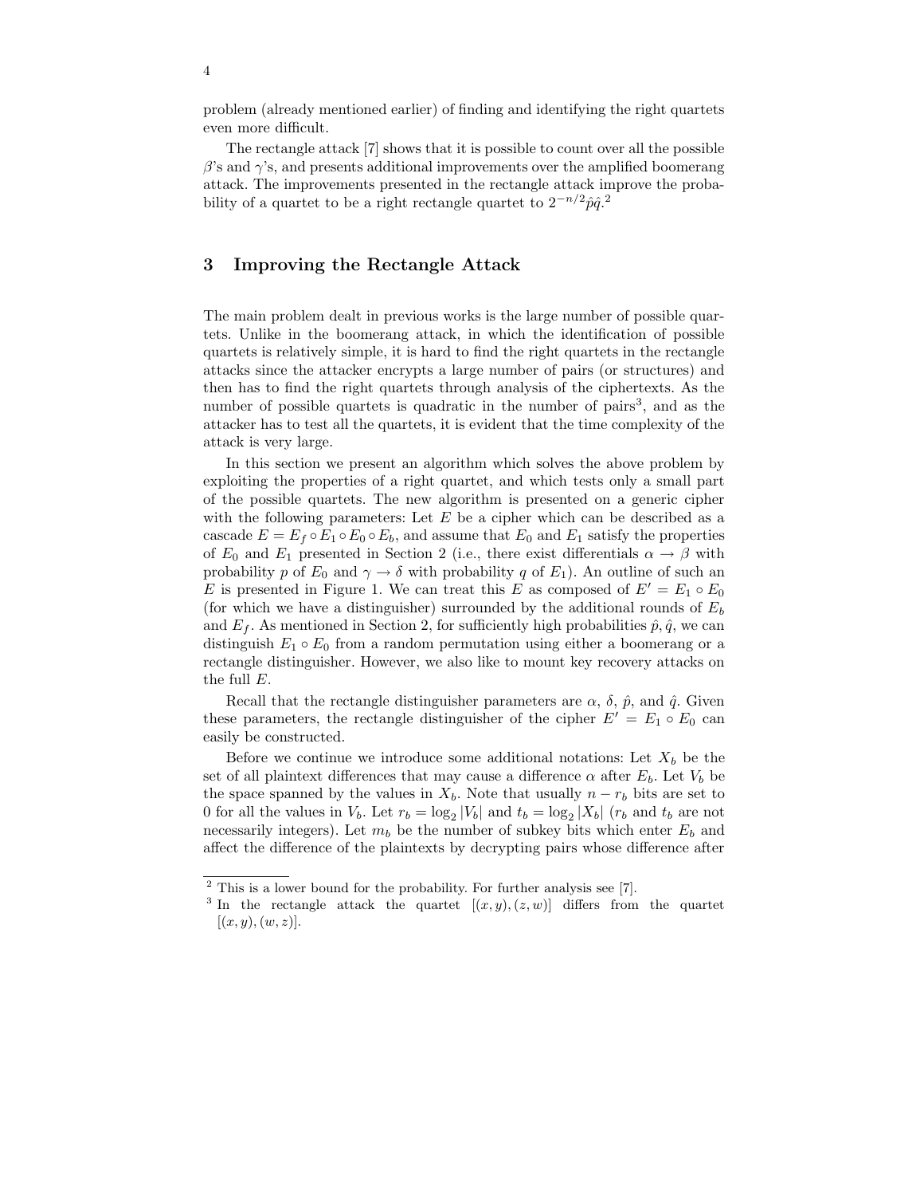problem (already mentioned earlier) of finding and identifying the right quartets even more difficult.

The rectangle attack [7] shows that it is possible to count over all the possible $\beta$'s and $\gamma$'s, and presents additional improvements over the amplified boomerang attack. The improvements presented in the rectangle attack improve the probability of a quartet to be a right rectangle quartet to $2^{-n/2}\hat{p}\hat{q}$.[2]

## 3 Improving the Rectangle Attack

The main problem dealt in previous works is the large number of possible quartets. Unlike in the boomerang attack, in which the identification of possible quartets is relatively simple, it is hard to find the right quartets in the rectangle attacks since the attacker encrypts a large number of pairs (or structures) and then has to find the right quartets through analysis of the ciphertexts. As the number of possible quartets is quadratic in the number of pairs[3], and as the attacker has to test all the quartets, it is evident that the time complexity of the attack is very large.

In this section we present an algorithm which solves the above problem by exploiting the properties of a right quartet, and which tests only a small part of the possible quartets. The new algorithm is presented on a generic cipher with the following parameters: Let $E$ be a cipher which can be described as a cascade $E = E_f \circ E_1 \circ E_0 \circ E_b$, and assume that $E_0$ and $E_1$ satisfy the properties of $E_0$ and $E_1$ presented in Section 2 (i.e., there exist differentials $\alpha \rightarrow \beta$ with probability $p$ of $E_0$ and $\gamma \rightarrow \delta$ with probability $q$ of $E_1$). An outline of such an $E$ is presented in Figure 1. We can treat this $E$ as composed of $E' = E_1 \circ E_0$ (for which we have a distinguisher) surrounded by the additional rounds of $E_b$ and $E_f$. As mentioned in Section 2, for sufficiently high probabilities $\hat{p}, \hat{q}$, we can distinguish $E_1 \circ E_0$ from a random permutation using either a boomerang or a rectangle distinguisher. However, we also like to mount key recovery attacks on the full $E$.

Recall that the rectangle distinguisher parameters are $\alpha$, $\delta$, $\hat{p}$, and $\hat{q}$. Given these parameters, the rectangle distinguisher of the cipher $E' = E_1 \circ E_0$ can easily be constructed.

Before we continue we introduce some additional notations: Let $X_b$ be the set of all plaintext differences that may cause a difference $\alpha$ after $E_b$. Let $V_b$ be the space spanned by the values in $X_b$. Note that usually $n - r_b$ bits are set to 0 for all the values in $V_b$. Let $r_b = \log_2 |V_b|$ and $t_b = \log_2 |X_b|$ ($r_b$ and $t_b$ are not necessarily integers). Let $m_b$ be the number of subkey bits which enter $E_b$ and affect the difference of the plaintexts by decrypting pairs whose difference after

---

[2] This is a lower bound for the probability. For further analysis see [7].

[3] In the rectangle attack the quartet $[(x, y), (z, w)]$ differs from the quartet $[(x, y), (w, z)]$.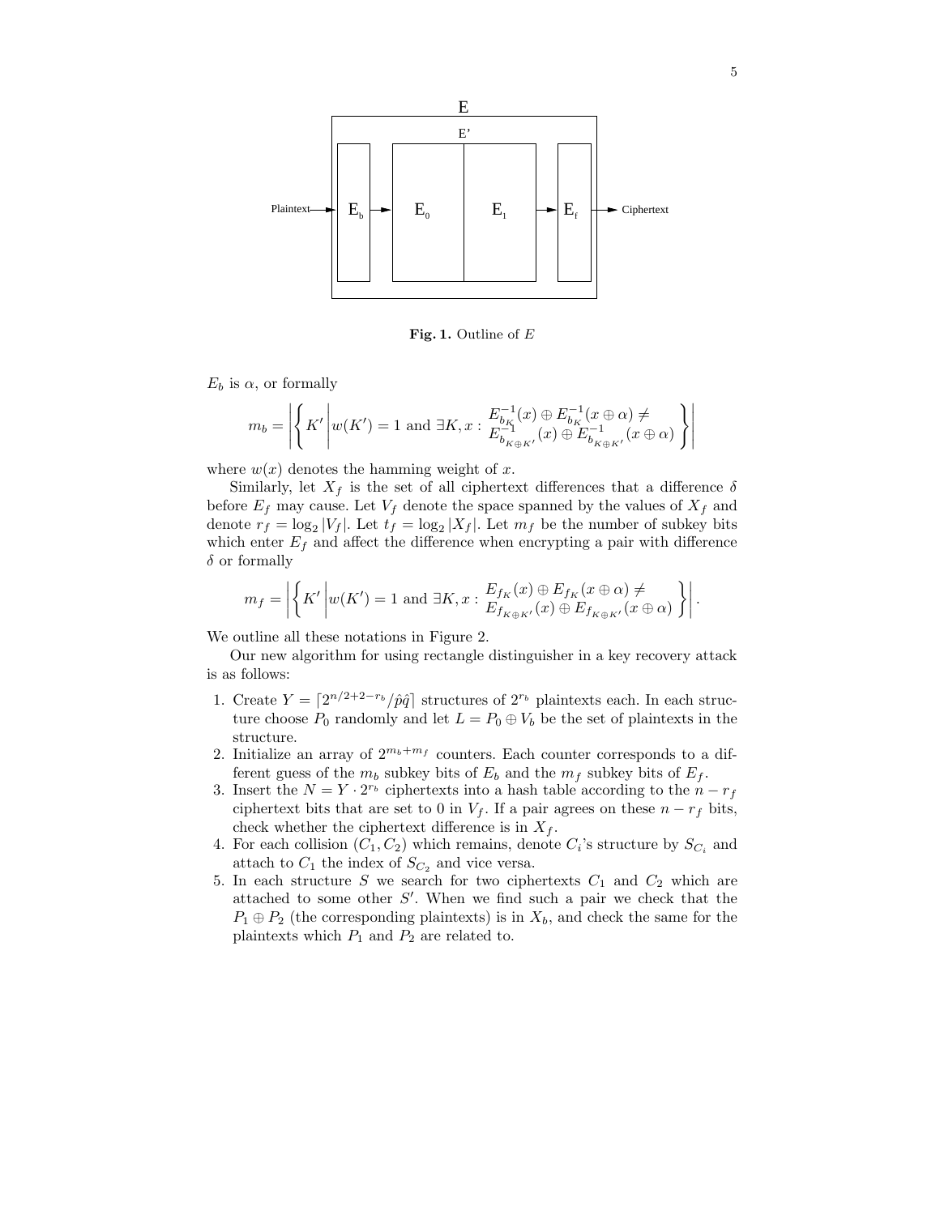E

E'

Plaintext → $E_b$ → $E_0$ $E_1$ → $E_f$ → Ciphertext

**Fig. 1.** Outline of $E$

$E_b$ is $\alpha$, or formally

$$m_b = \left| \left\{ K' \middle| w(K') = 1 \text{ and } \exists K, x : \begin{array}{c} E_{b_K}^{-1}(x) \oplus E_{b_K}^{-1}(x \oplus \alpha) \neq \\ E_{b_{K \oplus K'}}^{-1}(x) \oplus E_{b_{K \oplus K'}}^{-1}(x \oplus \alpha) \end{array} \right\} \right|$$

where $w(x)$ denotes the hamming weight of $x$.

Similarly, let $X_f$ is the set of all ciphertext differences that a difference $\delta$ before $E_f$ may cause. Let $V_f$ denote the space spanned by the values of $X_f$ and denote $r_f = \log_2 |V_f|$. Let $t_f = \log_2 |X_f|$. Let $m_f$ be the number of subkey bits which enter $E_f$ and affect the difference when encrypting a pair with difference $\delta$ or formally

$$m_f = \left| \left\{ K' \middle| w(K') = 1 \text{ and } \exists K, x : \begin{array}{c} E_{f_K}(x) \oplus E_{f_K}(x \oplus \alpha) \neq \\ E_{f_{K \oplus K'}}(x) \oplus E_{f_{K \oplus K'}}(x \oplus \alpha) \end{array} \right\} \right|.$$

We outline all these notations in Figure 2.

Our new algorithm for using rectangle distinguisher in a key recovery attack is as follows:

1. Create $Y = \lceil 2^{n/2+2-r_b} / \hat{p}\hat{q} \rceil$ structures of $2^{r_b}$ plaintexts each. In each structure choose $P_0$ randomly and let $L = P_0 \oplus V_b$ be the set of plaintexts in the structure.
2. Initialize an array of $2^{m_b+m_f}$ counters. Each counter corresponds to a different guess of the $m_b$ subkey bits of $E_b$ and the $m_f$ subkey bits of $E_f$.
3. Insert the $N = Y \cdot 2^{r_b}$ ciphertexts into a hash table according to the $n - r_f$ ciphertext bits that are set to 0 in $V_f$. If a pair agrees on these $n - r_f$ bits, check whether the ciphertext difference is in $X_f$.
4. For each collision $(C_1, C_2)$ which remains, denote $C_i$'s structure by $S_{C_i}$ and attach to $C_1$ the index of $S_{C_2}$ and vice versa.
5. In each structure $S$ we search for two ciphertexts $C_1$ and $C_2$ which are attached to some other $S'$. When we find such a pair we check that the $P_1 \oplus P_2$ (the corresponding plaintexts) is in $X_b$, and check the same for the plaintexts which $P_1$ and $P_2$ are related to.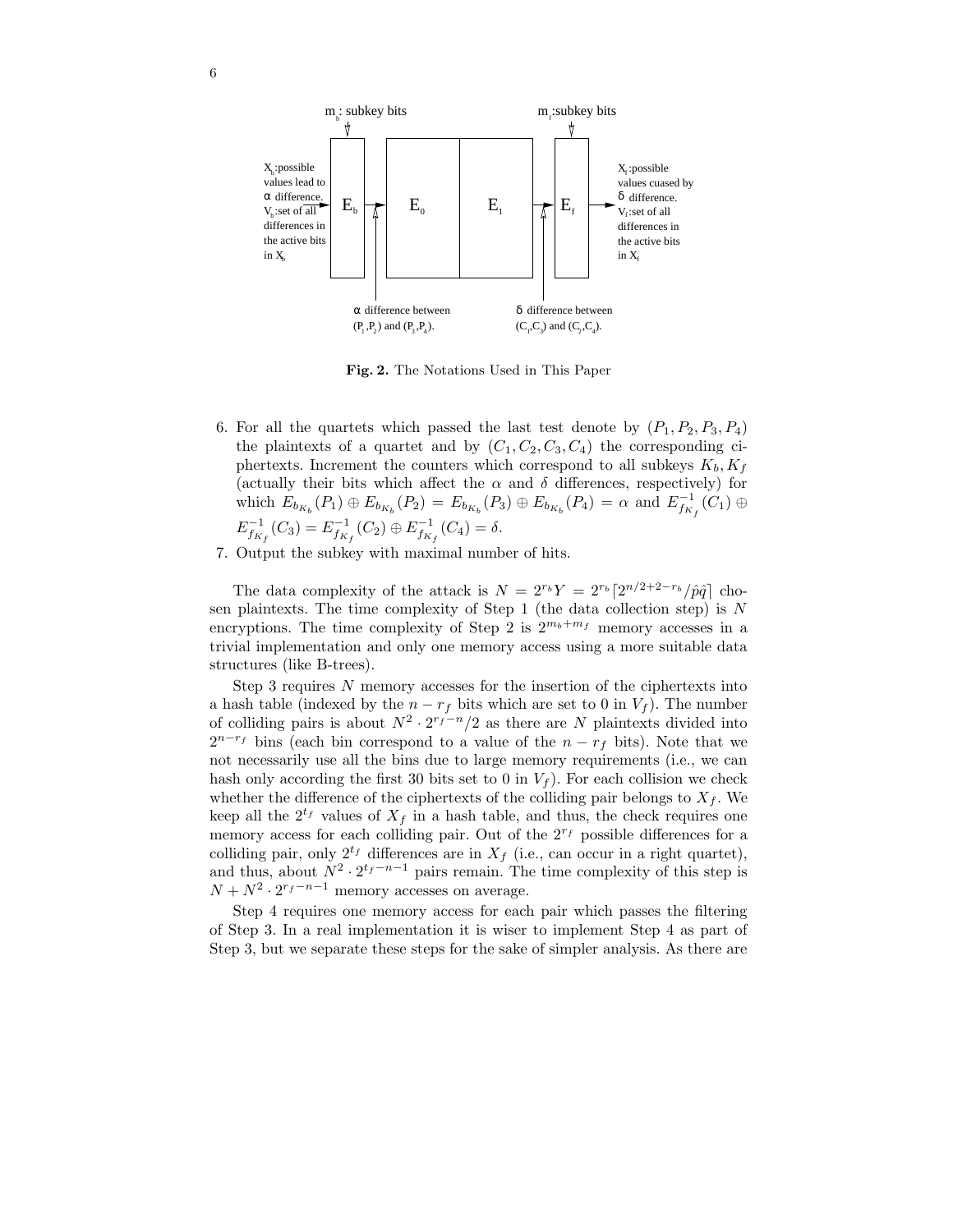**Fig. 2.** The Notations Used in This Paper

6. For all the quartets which passed the last test denote by $(P_1, P_2, P_3, P_4)$ the plaintexts of a quartet and by $(C_1, C_2, C_3, C_4)$ the corresponding ciphertexts. Increment the counters which correspond to all subkeys $K_b, K_f$ (actually their bits which affect the $\alpha$ and $\delta$ differences, respectively) for which $E_{b_{K_b}}(P_1) \oplus E_{b_{K_b}}(P_2) = E_{b_{K_b}}(P_3) \oplus E_{b_{K_b}}(P_4) = \alpha$ and $E^{-1}_{f_{K_f}}(C_1) \oplus E^{-1}_{f_{K_f}}(C_3) = E^{-1}_{f_{K_f}}(C_2) \oplus E^{-1}_{f_{K_f}}(C_4) = \delta$.
7. Output the subkey with maximal number of hits.

The data complexity of the attack is $N = 2^{r_b} Y = 2^{r_b} \lceil 2^{n/2+2-r_b} / \hat{p}\hat{q} \rceil$ chosen plaintexts. The time complexity of Step 1 (the data collection step) is $N$ encryptions. The time complexity of Step 2 is $2^{m_b+m_f}$ memory accesses in a trivial implementation and only one memory access using a more suitable data structures (like B-trees).

Step 3 requires $N$ memory accesses for the insertion of the ciphertexts into a hash table (indexed by the $n - r_f$ bits which are set to 0 in $V_f$). The number of colliding pairs is about $N^2 \cdot 2^{r_f - n}/2$ as there are $N$ plaintexts divided into $2^{n-r_f}$ bins (each bin correspond to a value of the $n - r_f$ bits). Note that we not necessarily use all the bins due to large memory requirements (i.e., we can hash only according the first 30 bits set to 0 in $V_f$). For each collision we check whether the difference of the ciphertexts of the colliding pair belongs to $X_f$. We keep all the $2^{t_f}$ values of $X_f$ in a hash table, and thus, the check requires one memory access for each colliding pair. Out of the $2^{r_f}$ possible differences for a colliding pair, only $2^{t_f}$ differences are in $X_f$ (i.e., can occur in a right quartet), and thus, about $N^2 \cdot 2^{t_f - n - 1}$ pairs remain. The time complexity of this step is $N + N^2 \cdot 2^{r_f - n - 1}$ memory accesses on average.

Step 4 requires one memory access for each pair which passes the filtering of Step 3. In a real implementation it is wiser to implement Step 4 as part of Step 3, but we separate these steps for the sake of simpler analysis. As there are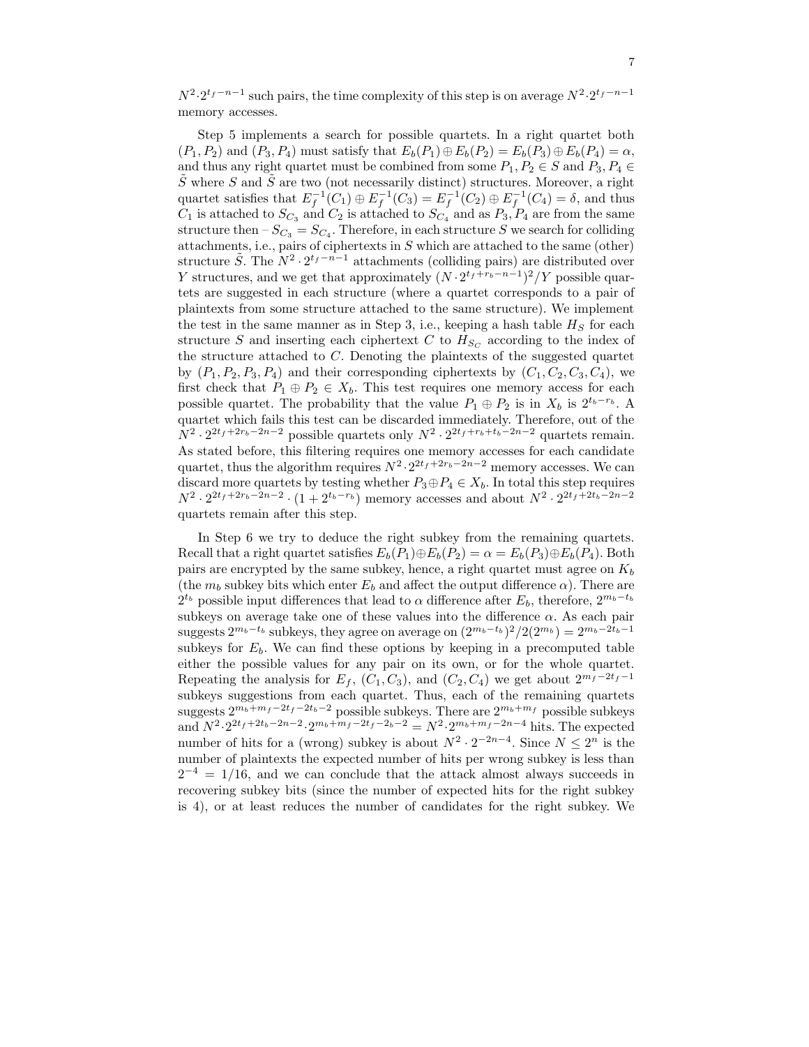$N^2 \cdot 2^{t_f-n-1}$ such pairs, the time complexity of this step is on average $N^2 \cdot 2^{t_f-n-1}$ memory accesses.

Step 5 implements a search for possible quartets. In a right quartet both $(P_1, P_2)$ and $(P_3, P_4)$ must satisfy that $E_b(P_1) \oplus E_b(P_2) = E_b(P_3) \oplus E_b(P_4) = \alpha$, and thus any right quartet must be combined from some $P_1, P_2 \in S$ and $P_3, P_4 \in \tilde{S}$ where $S$ and $\tilde{S}$ are two (not necessarily distinct) structures. Moreover, a right quartet satisfies that $E_f^{-1}(C_1) \oplus E_f^{-1}(C_3) = E_f^{-1}(C_2) \oplus E_f^{-1}(C_4) = \delta$, and thus $C_1$ is attached to $S_{C_3}$ and $C_2$ is attached to $S_{C_4}$ and as $P_3, P_4$ are from the same structure then – $S_{C_3} = S_{C_4}$. Therefore, in each structure $S$ we search for colliding attachments, i.e., pairs of ciphertexts in $S$ which are attached to the same (other) structure $\tilde{S}$. The $N^2 \cdot 2^{t_f-n-1}$ attachments (colliding pairs) are distributed over $Y$ structures, and we get that approximately $(N \cdot 2^{t_f+r_b-n-1})^2/Y$ possible quartets are suggested in each structure (where a quartet corresponds to a pair of plaintexts from some structure attached to the same structure). We implement the test in the same manner as in Step 3, i.e., keeping a hash table $H_S$ for each structure $S$ and inserting each ciphertext $C$ to $H_{S_C}$ according to the index of the structure attached to $C$. Denoting the plaintexts of the suggested quartet by $(P_1, P_2, P_3, P_4)$ and their corresponding ciphertexts by $(C_1, C_2, C_3, C_4)$, we first check that $P_1 \oplus P_2 \in X_b$. This test requires one memory access for each possible quartet. The probability that the value $P_1 \oplus P_2$ is in $X_b$ is $2^{t_b-r_b}$. A quartet which fails this test can be discarded immediately. Therefore, out of the $N^2 \cdot 2^{2t_f+2r_b-2n-2}$ possible quartets only $N^2 \cdot 2^{2t_f+r_b+t_b-2n-2}$ quartets remain. As stated before, this filtering requires one memory accesses for each candidate quartet, thus the algorithm requires $N^2 \cdot 2^{2t_f+2r_b-2n-2}$ memory accesses. We can discard more quartets by testing whether $P_3 \oplus P_4 \in X_b$. In total this step requires $N^2 \cdot 2^{2t_f+2r_b-2n-2} \cdot (1 + 2^{t_b-r_b})$ memory accesses and about $N^2 \cdot 2^{2t_f+2t_b-2n-2}$ quartets remain after this step.

In Step 6 we try to deduce the right subkey from the remaining quartets. Recall that a right quartet satisfies $E_b(P_1) \oplus E_b(P_2) = \alpha = E_b(P_3) \oplus E_b(P_4)$. Both pairs are encrypted by the same subkey, hence, a right quartet must agree on $K_b$ (the $m_b$ subkey bits which enter $E_b$ and affect the output difference $\alpha$). There are $2^{t_b}$ possible input differences that lead to $\alpha$ difference after $E_b$, therefore, $2^{m_b-t_b}$ subkeys on average take one of these values into the difference $\alpha$. As each pair suggests $2^{m_b-t_b}$ subkeys, they agree on average on $(2^{m_b-t_b})^2/2(2^{m_b}) = 2^{m_b-2t_b-1}$ subkeys for $E_b$. We can find these options by keeping in a precomputed table either the possible values for any pair on its own, or for the whole quartet. Repeating the analysis for $E_f$, $(C_1, C_3)$, and $(C_2, C_4)$ we get about $2^{m_f-2t_f-1}$ subkeys suggestions from each quartet. Thus, each of the remaining quartets suggests $2^{m_b+m_f-2t_f-2t_b-2}$ possible subkeys. There are $2^{m_b+m_f}$ possible subkeys and $N^2 \cdot 2^{2t_f+2t_b-2n-2} \cdot 2^{m_b+m_f-2t_f-2t_b-2} = N^2 \cdot 2^{m_b+m_f-2n-4}$ hits. The expected number of hits for a (wrong) subkey is about $N^2 \cdot 2^{-2n-4}$. Since $N \leq 2^n$ is the number of plaintexts the expected number of hits per wrong subkey is less than $2^{-4} = 1/16$, and we can conclude that the attack almost always succeeds in recovering subkey bits (since the number of expected hits for the right subkey is 4), or at least reduces the number of candidates for the right subkey. We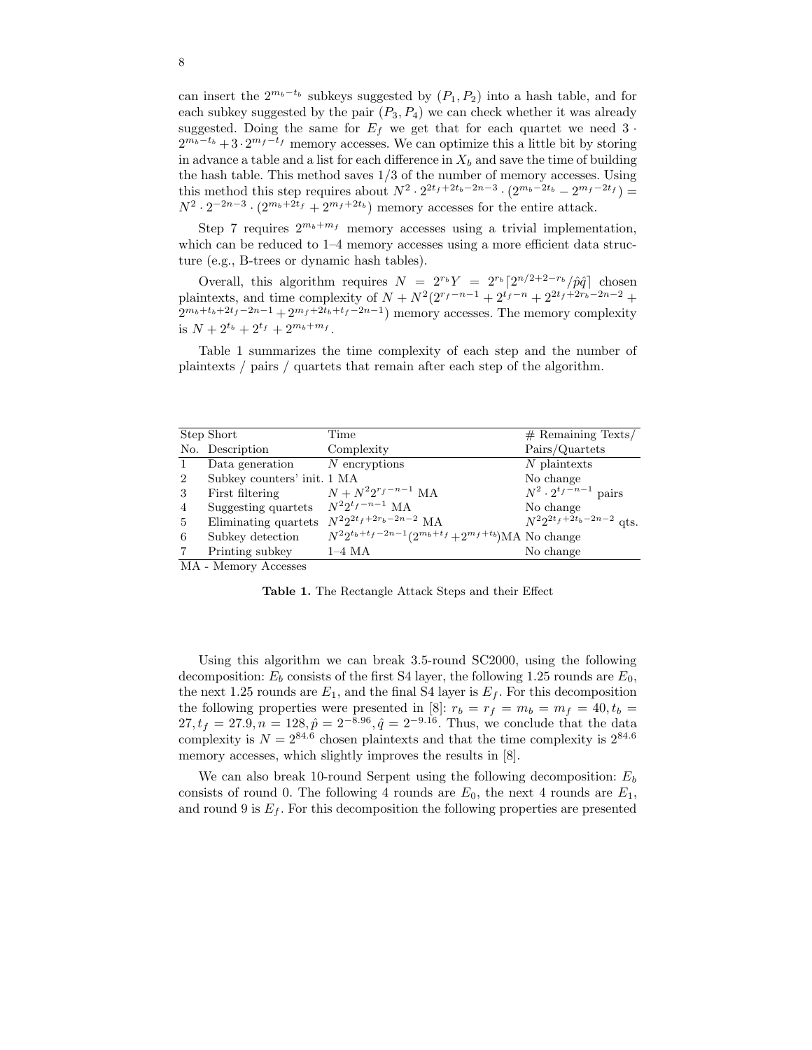can insert the $2^{m_b-t_b}$ subkeys suggested by $(P_1, P_2)$ into a hash table, and for each subkey suggested by the pair $(P_3, P_4)$ we can check whether it was already suggested. Doing the same for $E_f$ we get that for each quartet we need $3 \cdot 2^{m_b-t_b} + 3 \cdot 2^{m_f-t_f}$ memory accesses. We can optimize this a little bit by storing in advance a table and a list for each difference in $X_b$ and save the time of building the hash table. This method saves 1/3 of the number of memory accesses. Using this method this step requires about $N^2 \cdot 2^{2t_f+2t_b-2n-3} \cdot (2^{m_b-2t_b} - 2^{m_f-2t_f}) = N^2 \cdot 2^{-2n-3} \cdot (2^{m_b+2t_f} + 2^{m_f+2t_b})$ memory accesses for the entire attack.

Step 7 requires $2^{m_b+m_f}$ memory accesses using a trivial implementation, which can be reduced to 1–4 memory accesses using a more efficient data structure (e.g., B-trees or dynamic hash tables).

Overall, this algorithm requires $N = 2^{r_b}Y = 2^{r_b}\lceil 2^{n/2+2-r_b}/\hat{p}\hat{q}\rceil$ chosen plaintexts, and time complexity of $N + N^2(2^{r_f-n-1} + 2^{t_f-n} + 2^{2t_f+2r_b-2n-2} + 2^{m_b+t_b+2t_f-2n-1} + 2^{m_f+2t_b+t_f-2n-1})$ memory accesses. The memory complexity is $N + 2^{t_b} + 2^{t_f} + 2^{m_b+m_f}$.

Table 1 summarizes the time complexity of each step and the number of plaintexts / pairs / quartets that remain after each step of the algorithm.

| Step No. | Short Description | Time Complexity | # Remaining Texts/ Pairs/Quartets |
|---|---|---|---|
| 1 | Data generation | $N$ encryptions | $N$ plaintexts |
| 2 | Subkey counters' init. | 1 MA | No change |
| 3 | First filtering | $N + N^2 2^{r_f-n-1}$ MA | $N^2 \cdot 2^{t_f-n-1}$ pairs |
| 4 | Suggesting quartets | $N^2 2^{t_f-n-1}$ MA | No change |
| 5 | Eliminating quartets | $N^2 2^{2t_f+2r_b-2n-2}$ MA | $N^2 2^{2t_f+2t_b-2n-2}$ qts. |
| 6 | Subkey detection | $N^2 2^{t_b+t_f-2n-1}(2^{m_b+t_f}+2^{m_f+t_b})$MA | No change |
| 7 | Printing subkey | 1–4 MA | No change |

MA - Memory Accesses

**Table 1.** The Rectangle Attack Steps and their Effect

Using this algorithm we can break 3.5-round SC2000, using the following decomposition: $E_b$ consists of the first S4 layer, the following 1.25 rounds are $E_0$, the next 1.25 rounds are $E_1$, and the final S4 layer is $E_f$. For this decomposition the following properties were presented in [8]: $r_b = r_f = m_b = m_f = 40, t_b = 27, t_f = 27.9, n = 128, \hat{p} = 2^{-8.96}, \hat{q} = 2^{-9.16}$. Thus, we conclude that the data complexity is $N = 2^{84.6}$ chosen plaintexts and that the time complexity is $2^{84.6}$ memory accesses, which slightly improves the results in [8].

We can also break 10-round Serpent using the following decomposition: $E_b$ consists of round 0. The following 4 rounds are $E_0$, the next 4 rounds are $E_1$, and round 9 is $E_f$. For this decomposition the following properties are presented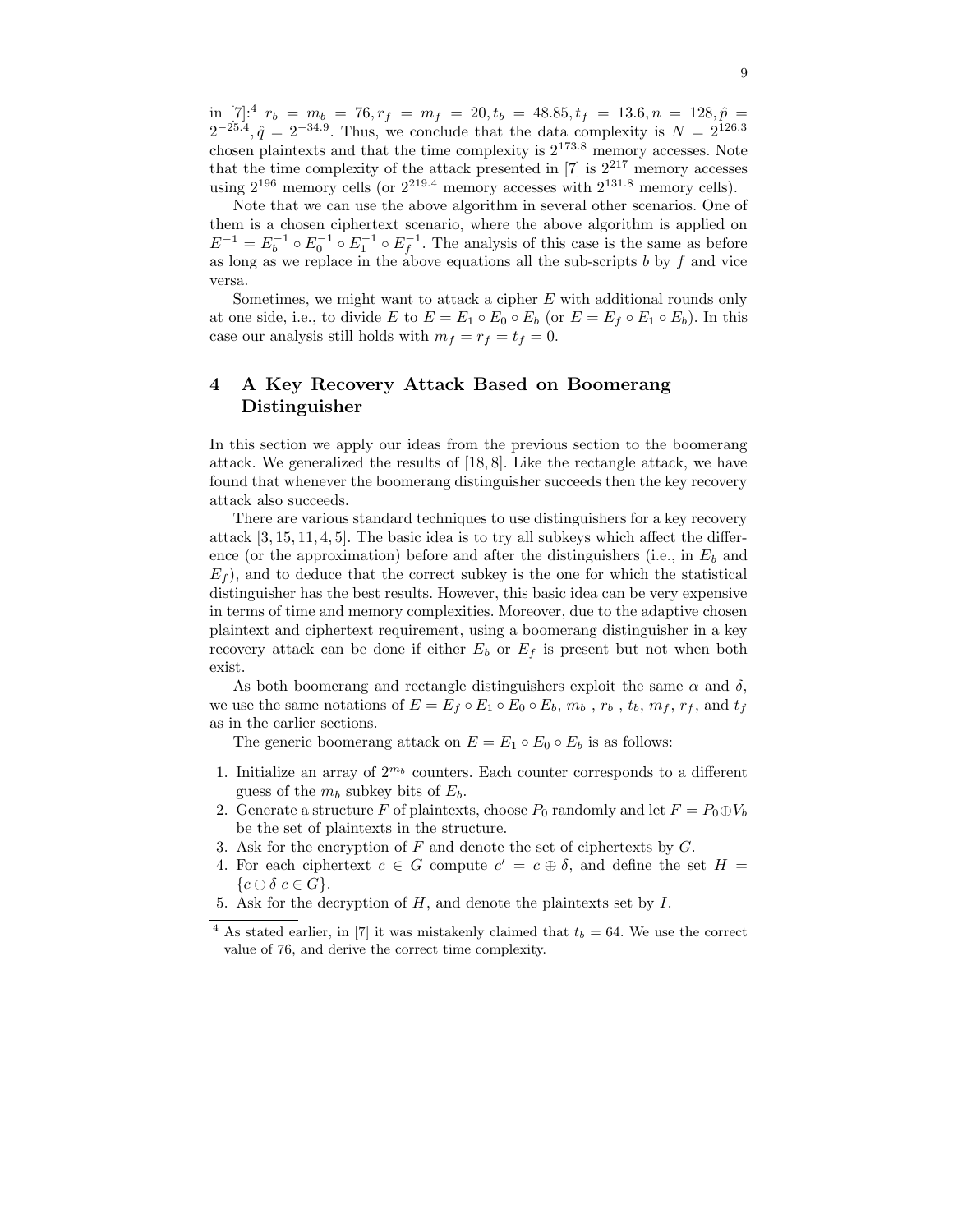in [7]:[4] $r_b = m_b = 76, r_f = m_f = 20, t_b = 48.85, t_f = 13.6, n = 128, \hat{p} = 2^{-25.4}, \hat{q} = 2^{-34.9}$. Thus, we conclude that the data complexity is $N = 2^{126.3}$ chosen plaintexts and that the time complexity is $2^{173.8}$ memory accesses. Note that the time complexity of the attack presented in [7] is $2^{217}$ memory accesses using $2^{196}$ memory cells (or $2^{219.4}$ memory accesses with $2^{131.8}$ memory cells).

Note that we can use the above algorithm in several other scenarios. One of them is a chosen ciphertext scenario, where the above algorithm is applied on $E^{-1} = E_b^{-1} \circ E_0^{-1} \circ E_1^{-1} \circ E_f^{-1}$. The analysis of this case is the same as before as long as we replace in the above equations all the sub-scripts $b$ by $f$ and vice versa.

Sometimes, we might want to attack a cipher $E$ with additional rounds only at one side, i.e., to divide $E$ to $E = E_1 \circ E_0 \circ E_b$ (or $E = E_f \circ E_1 \circ E_b$). In this case our analysis still holds with $m_f = r_f = t_f = 0$.

## 4 A Key Recovery Attack Based on Boomerang Distinguisher

In this section we apply our ideas from the previous section to the boomerang attack. We generalized the results of [18, 8]. Like the rectangle attack, we have found that whenever the boomerang distinguisher succeeds then the key recovery attack also succeeds.

There are various standard techniques to use distinguishers for a key recovery attack [3, 15, 11, 4, 5]. The basic idea is to try all subkeys which affect the difference (or the approximation) before and after the distinguishers (i.e., in $E_b$ and $E_f$), and to deduce that the correct subkey is the one for which the statistical distinguisher has the best results. However, this basic idea can be very expensive in terms of time and memory complexities. Moreover, due to the adaptive chosen plaintext and ciphertext requirement, using a boomerang distinguisher in a key recovery attack can be done if either $E_b$ or $E_f$ is present but not when both exist.

As both boomerang and rectangle distinguishers exploit the same $\alpha$ and $\delta$, we use the same notations of $E = E_f \circ E_1 \circ E_0 \circ E_b$, $m_b$ , $r_b$ , $t_b$, $m_f$, $r_f$, and $t_f$ as in the earlier sections.

The generic boomerang attack on $E = E_1 \circ E_0 \circ E_b$ is as follows:

1. Initialize an array of $2^{m_b}$ counters. Each counter corresponds to a different guess of the $m_b$ subkey bits of $E_b$.
2. Generate a structure $F$ of plaintexts, choose $P_0$ randomly and let $F = P_0 \oplus V_b$ be the set of plaintexts in the structure.
3. Ask for the encryption of $F$ and denote the set of ciphertexts by $G$.
4. For each ciphertext $c \in G$ compute $c' = c \oplus \delta$, and define the set $H = \{c \oplus \delta | c \in G\}$.
5. Ask for the decryption of $H$, and denote the plaintexts set by $I$.

[4] As stated earlier, in [7] it was mistakenly claimed that $t_b = 64$. We use the correct value of 76, and derive the correct time complexity.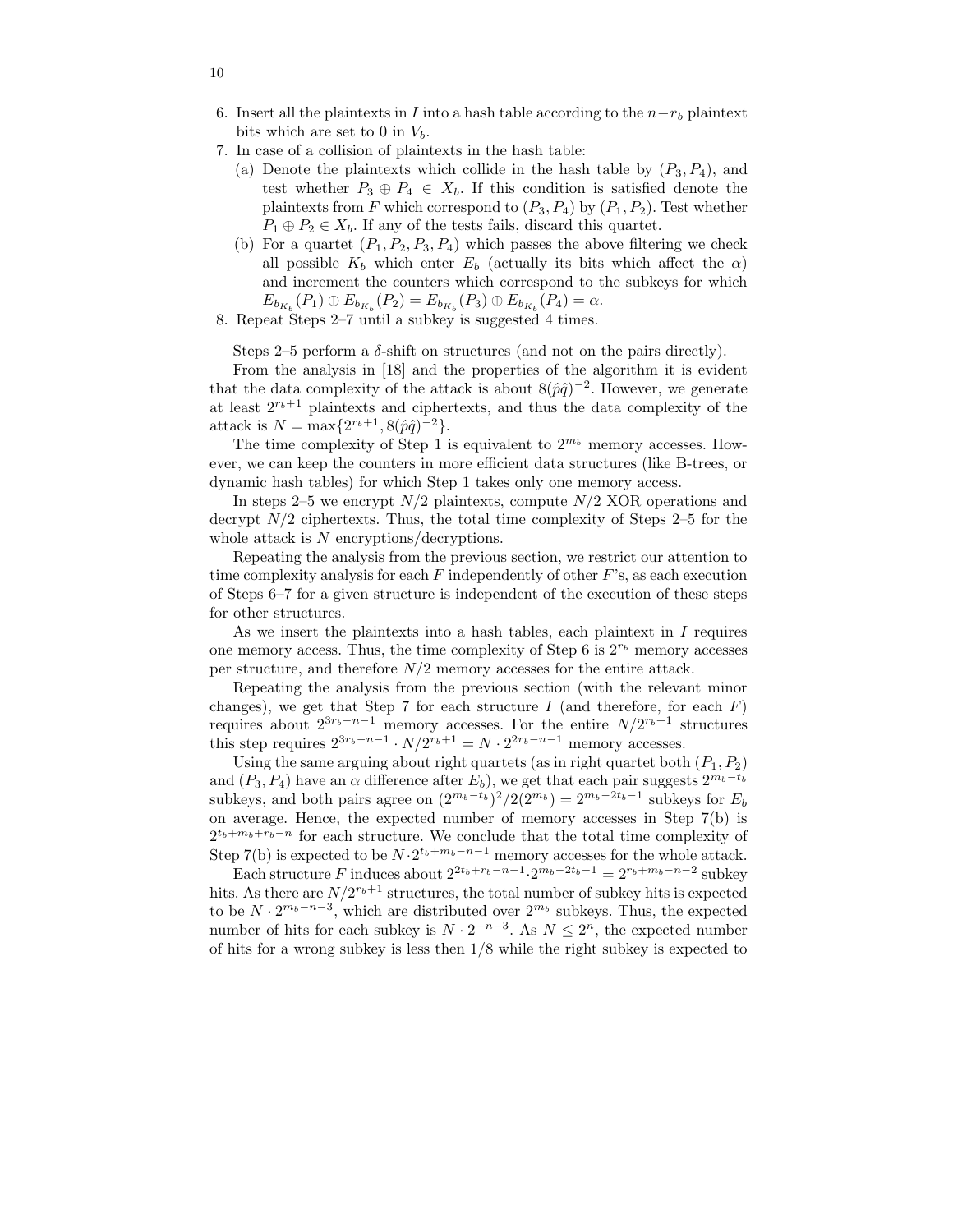6. Insert all the plaintexts in $I$ into a hash table according to the $n - r_b$ plaintext bits which are set to 0 in $V_b$.
7. In case of a collision of plaintexts in the hash table:
   (a) Denote the plaintexts which collide in the hash table by $(P_3, P_4)$, and test whether $P_3 \oplus P_4 \in X_b$. If this condition is satisfied denote the plaintexts from $F$ which correspond to $(P_3, P_4)$ by $(P_1, P_2)$. Test whether $P_1 \oplus P_2 \in X_b$. If any of the tests fails, discard this quartet.
   (b) For a quartet $(P_1, P_2, P_3, P_4)$ which passes the above filtering we check all possible $K_b$ which enter $E_b$ (actually its bits which affect the $\alpha$) and increment the counters which correspond to the subkeys for which $E_{b_{K_b}}(P_1) \oplus E_{b_{K_b}}(P_2) = E_{b_{K_b}}(P_3) \oplus E_{b_{K_b}}(P_4) = \alpha$.
8. Repeat Steps 2–7 until a subkey is suggested 4 times.

Steps 2–5 perform a $\delta$-shift on structures (and not on the pairs directly).

From the analysis in [18] and the properties of the algorithm it is evident that the data complexity of the attack is about $8(\hat{p}\hat{q})^{-2}$. However, we generate at least $2^{r_b+1}$ plaintexts and ciphertexts, and thus the data complexity of the attack is $N = \max\{2^{r_b+1}, 8(\hat{p}\hat{q})^{-2}\}$.

The time complexity of Step 1 is equivalent to $2^{m_b}$ memory accesses. However, we can keep the counters in more efficient data structures (like B-trees, or dynamic hash tables) for which Step 1 takes only one memory access.

In steps 2–5 we encrypt $N/2$ plaintexts, compute $N/2$ XOR operations and decrypt $N/2$ ciphertexts. Thus, the total time complexity of Steps 2–5 for the whole attack is $N$ encryptions/decryptions.

Repeating the analysis from the previous section, we restrict our attention to time complexity analysis for each $F$ independently of other $F$'s, as each execution of Steps 6–7 for a given structure is independent of the execution of these steps for other structures.

As we insert the plaintexts into a hash tables, each plaintext in $I$ requires one memory access. Thus, the time complexity of Step 6 is $2^{r_b}$ memory accesses per structure, and therefore $N/2$ memory accesses for the entire attack.

Repeating the analysis from the previous section (with the relevant minor changes), we get that Step 7 for each structure $I$ (and therefore, for each $F$) requires about $2^{3r_b-n-1}$ memory accesses. For the entire $N/2^{r_b+1}$ structures this step requires $2^{3r_b-n-1} \cdot N/2^{r_b+1} = N \cdot 2^{2r_b-n-1}$ memory accesses.

Using the same arguing about right quartets (as in right quartet both $(P_1, P_2)$ and $(P_3, P_4)$ have an $\alpha$ difference after $E_b$), we get that each pair suggests $2^{m_b-t_b}$ subkeys, and both pairs agree on $(2^{m_b-t_b})^2/2(2^{m_b}) = 2^{m_b-2t_b-1}$ subkeys for $E_b$ on average. Hence, the expected number of memory accesses in Step 7(b) is $2^{t_b+m_b+r_b-n}$ for each structure. We conclude that the total time complexity of Step 7(b) is expected to be $N \cdot 2^{t_b+m_b-n-1}$ memory accesses for the whole attack.

Each structure $F$ induces about $2^{2t_b+r_b-n-1} \cdot 2^{m_b-2t_b-1} = 2^{r_b+m_b-n-2}$ subkey hits. As there are $N/2^{r_b+1}$ structures, the total number of subkey hits is expected to be $N \cdot 2^{m_b-n-3}$, which are distributed over $2^{m_b}$ subkeys. Thus, the expected number of hits for each subkey is $N \cdot 2^{-n-3}$. As $N \leq 2^n$, the expected number of hits for a wrong subkey is less then $1/8$ while the right subkey is expected to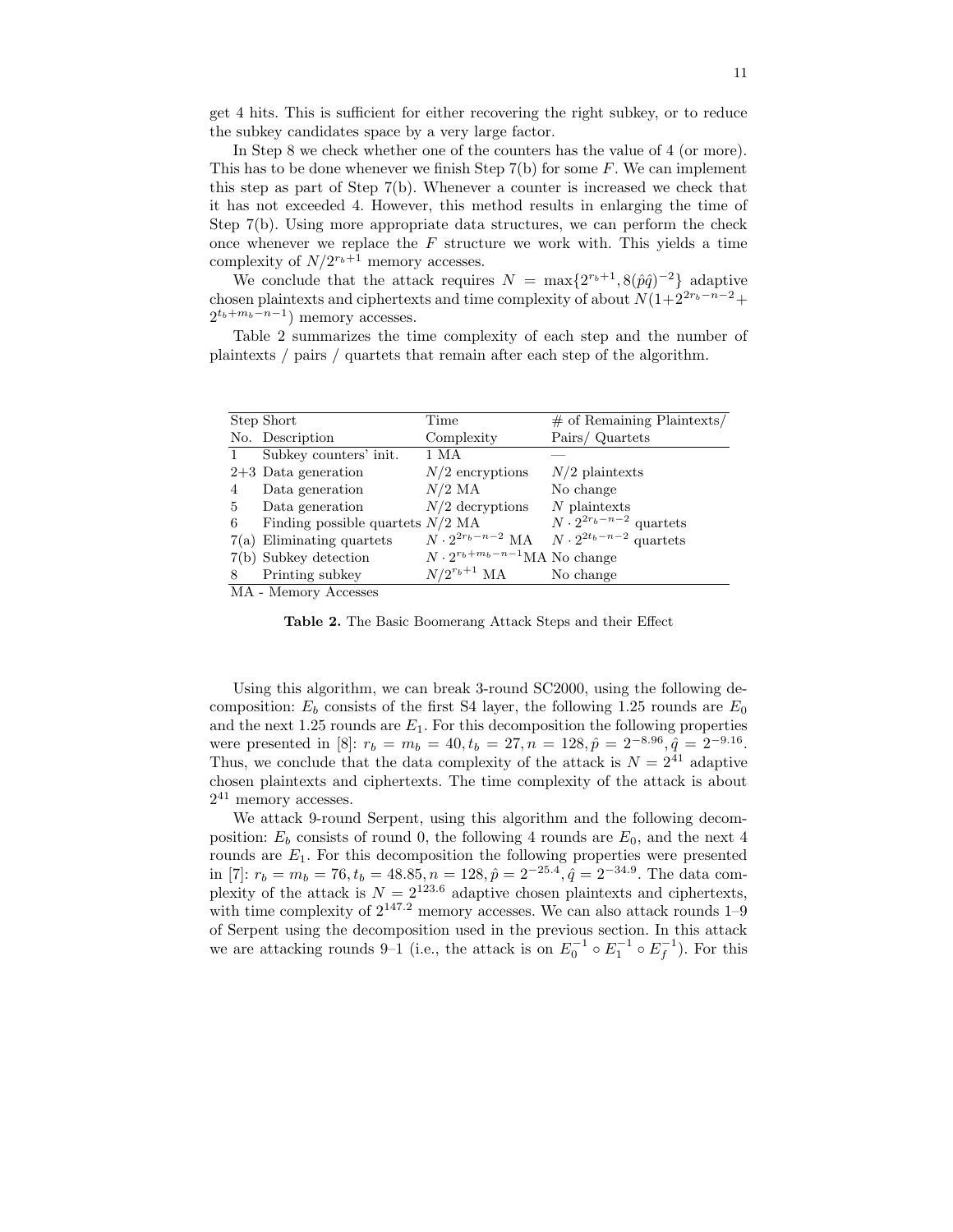get 4 hits. This is sufficient for either recovering the right subkey, or to reduce the subkey candidates space by a very large factor.

In Step 8 we check whether one of the counters has the value of 4 (or more). This has to be done whenever we finish Step 7(b) for some $F$. We can implement this step as part of Step 7(b). Whenever a counter is increased we check that it has not exceeded 4. However, this method results in enlarging the time of Step 7(b). Using more appropriate data structures, we can perform the check once whenever we replace the $F$ structure we work with. This yields a time complexity of $N/2^{r_b+1}$ memory accesses.

We conclude that the attack requires $N = \max\{2^{r_b+1}, 8(\hat{p}\hat{q})^{-2}\}$ adaptive chosen plaintexts and ciphertexts and time complexity of about $N(1+2^{2r_b-n-2}+2^{t_b+m_b-n-1})$ memory accesses.

Table 2 summarizes the time complexity of each step and the number of plaintexts / pairs / quartets that remain after each step of the algorithm.

| Step No. | Short Description | Time Complexity | # of Remaining Plaintexts/ Pairs/ Quartets |
|---|---|---|---|
| 1 | Subkey counters' init. | 1 MA | — |
| 2+3 | Data generation | $N/2$ encryptions | $N/2$ plaintexts |
| 4 | Data generation | $N/2$ MA | No change |
| 5 | Data generation | $N/2$ decryptions | $N$ plaintexts |
| 6 | Finding possible quartets | $N/2$ MA | $N \cdot 2^{2r_b-n-2}$ quartets |
| 7(a) | Eliminating quartets | $N \cdot 2^{2r_b-n-2}$ MA | $N \cdot 2^{2t_b-n-2}$ quartets |
| 7(b) | Subkey detection | $N \cdot 2^{r_b+m_b-n-1}$MA | No change |
| 8 | Printing subkey | $N/2^{r_b+1}$ MA | No change |

MA - Memory Accesses

**Table 2.** The Basic Boomerang Attack Steps and their Effect

Using this algorithm, we can break 3-round SC2000, using the following decomposition: $E_b$ consists of the first S4 layer, the following 1.25 rounds are $E_0$ and the next 1.25 rounds are $E_1$. For this decomposition the following properties were presented in [8]: $r_b = m_b = 40, t_b = 27, n = 128, \hat{p} = 2^{-8.96}, \hat{q} = 2^{-9.16}$. Thus, we conclude that the data complexity of the attack is $N = 2^{41}$ adaptive chosen plaintexts and ciphertexts. The time complexity of the attack is about $2^{41}$ memory accesses.

We attack 9-round Serpent, using this algorithm and the following decomposition: $E_b$ consists of round 0, the following 4 rounds are $E_0$, and the next 4 rounds are $E_1$. For this decomposition the following properties were presented in [7]: $r_b = m_b = 76, t_b = 48.85, n = 128, \hat{p} = 2^{-25.4}, \hat{q} = 2^{-34.9}$. The data complexity of the attack is $N = 2^{123.6}$ adaptive chosen plaintexts and ciphertexts, with time complexity of $2^{147.2}$ memory accesses. We can also attack rounds 1–9 of Serpent using the decomposition used in the previous section. In this attack we are attacking rounds 9–1 (i.e., the attack is on $E_0^{-1} \circ E_1^{-1} \circ E_f^{-1}$). For this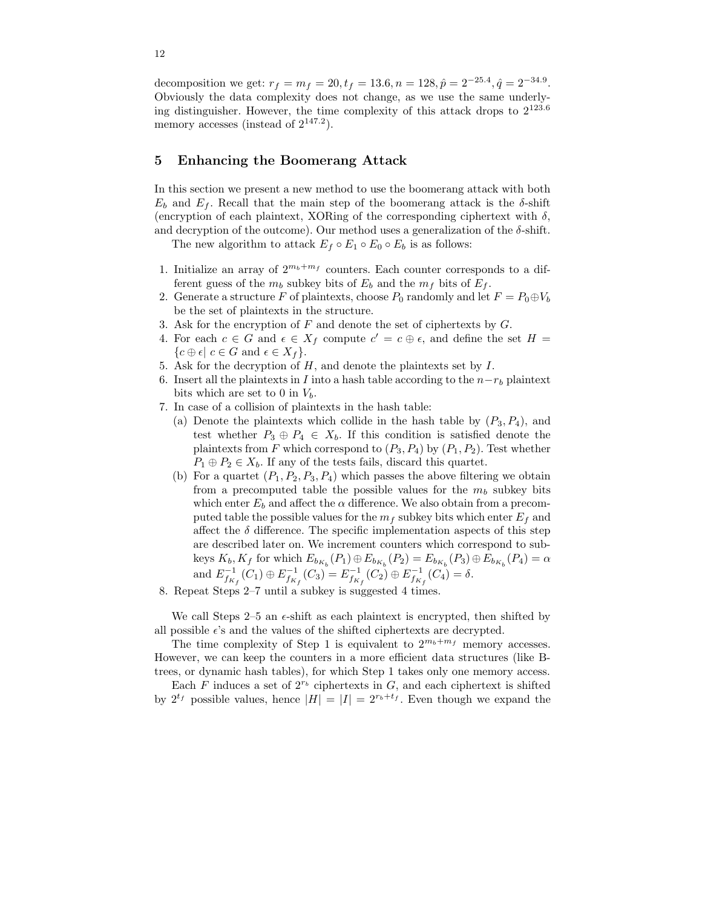decomposition we get: $r_f = m_f = 20, t_f = 13.6, n = 128, \hat{p} = 2^{-25.4}, \hat{q} = 2^{-34.9}$. Obviously the data complexity does not change, as we use the same underlying distinguisher. However, the time complexity of this attack drops to $2^{123.6}$ memory accesses (instead of $2^{147.2}$).

## 5 Enhancing the Boomerang Attack

In this section we present a new method to use the boomerang attack with both $E_b$ and $E_f$. Recall that the main step of the boomerang attack is the $\delta$-shift (encryption of each plaintext, XORing of the corresponding ciphertext with $\delta$, and decryption of the outcome). Our method uses a generalization of the $\delta$-shift.

The new algorithm to attack $E_f \circ E_1 \circ E_0 \circ E_b$ is as follows:

1. Initialize an array of $2^{m_b+m_f}$ counters. Each counter corresponds to a different guess of the $m_b$ subkey bits of $E_b$ and the $m_f$ bits of $E_f$.
2. Generate a structure $F$ of plaintexts, choose $P_0$ randomly and let $F = P_0 \oplus V_b$ be the set of plaintexts in the structure.
3. Ask for the encryption of $F$ and denote the set of ciphertexts by $G$.
4. For each $c \in G$ and $\epsilon \in X_f$ compute $c' = c \oplus \epsilon$, and define the set $H = \{c \oplus \epsilon |\ c \in G \text{ and } \epsilon \in X_f\}$.
5. Ask for the decryption of $H$, and denote the plaintexts set by $I$.
6. Insert all the plaintexts in $I$ into a hash table according to the $n - r_b$ plaintext bits which are set to 0 in $V_b$.
7. In case of a collision of plaintexts in the hash table:
   (a) Denote the plaintexts which collide in the hash table by $(P_3, P_4)$, and test whether $P_3 \oplus P_4 \in X_b$. If this condition is satisfied denote the plaintexts from $F$ which correspond to $(P_3, P_4)$ by $(P_1, P_2)$. Test whether $P_1 \oplus P_2 \in X_b$. If any of the tests fails, discard this quartet.
   (b) For a quartet $(P_1, P_2, P_3, P_4)$ which passes the above filtering we obtain from a precomputed table the possible values for the $m_b$ subkey bits which enter $E_b$ and affect the $\alpha$ difference. We also obtain from a precomputed table the possible values for the $m_f$ subkey bits which enter $E_f$ and affect the $\delta$ difference. The specific implementation aspects of this step are described later on. We increment counters which correspond to subkeys $K_b, K_f$ for which $E_{b_{K_b}}(P_1) \oplus E_{b_{K_b}}(P_2) = E_{b_{K_b}}(P_3) \oplus E_{b_{K_b}}(P_4) = \alpha$ and $E^{-1}_{f_{K_f}}(C_1) \oplus E^{-1}_{f_{K_f}}(C_3) = E^{-1}_{f_{K_f}}(C_2) \oplus E^{-1}_{f_{K_f}}(C_4) = \delta$.
8. Repeat Steps 2–7 until a subkey is suggested 4 times.

We call Steps 2–5 an $\epsilon$-shift as each plaintext is encrypted, then shifted by all possible $\epsilon$'s and the values of the shifted ciphertexts are decrypted.

The time complexity of Step 1 is equivalent to $2^{m_b+m_f}$ memory accesses. However, we can keep the counters in a more efficient data structures (like B-trees, or dynamic hash tables), for which Step 1 takes only one memory access.

Each $F$ induces a set of $2^{r_b}$ ciphertexts in $G$, and each ciphertext is shifted by $2^{t_f}$ possible values, hence $|H| = |I| = 2^{r_b+t_f}$. Even though we expand the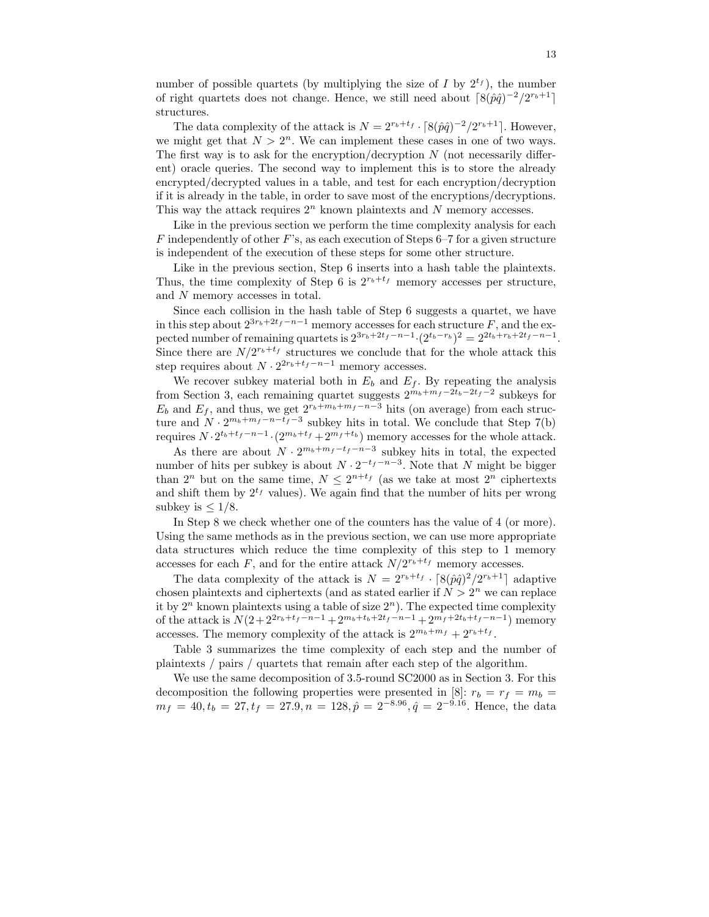number of possible quartets (by multiplying the size of $I$ by $2^{t_f}$), the number of right quartets does not change. Hence, we still need about $\lceil 8(\hat{p}\hat{q})^{-2}/2^{r_b+1}\rceil$ structures.

The data complexity of the attack is $N = 2^{r_b+t_f} \cdot \lceil 8(\hat{p}\hat{q})^{-2}/2^{r_b+1}\rceil$. However, we might get that $N > 2^n$. We can implement these cases in one of two ways. The first way is to ask for the encryption/decryption $N$ (not necessarily different) oracle queries. The second way to implement this is to store the already encrypted/decrypted values in a table, and test for each encryption/decryption if it is already in the table, in order to save most of the encryptions/decryptions. This way the attack requires $2^n$ known plaintexts and $N$ memory accesses.

Like in the previous section we perform the time complexity analysis for each $F$ independently of other $F$'s, as each execution of Steps 6–7 for a given structure is independent of the execution of these steps for some other structure.

Like in the previous section, Step 6 inserts into a hash table the plaintexts. Thus, the time complexity of Step 6 is $2^{r_b+t_f}$ memory accesses per structure, and $N$ memory accesses in total.

Since each collision in the hash table of Step 6 suggests a quartet, we have in this step about $2^{3r_b+2t_f-n-1}$ memory accesses for each structure $F$, and the expected number of remaining quartets is $2^{3r_b+2t_f-n-1}\cdot(2^{t_b-r_b})^2 = 2^{2t_b+r_b+2t_f-n-1}$. Since there are $N/2^{r_b+t_f}$ structures we conclude that for the whole attack this step requires about $N \cdot 2^{2r_b+t_f-n-1}$ memory accesses.

We recover subkey material both in $E_b$ and $E_f$. By repeating the analysis from Section 3, each remaining quartet suggests $2^{m_b+m_f-2t_b-2t_f-2}$ subkeys for $E_b$ and $E_f$, and thus, we get $2^{r_b+m_b+m_f-n-3}$ hits (on average) from each structure and $N \cdot 2^{m_b+m_f-n-t_f-3}$ subkey hits in total. We conclude that Step 7(b) requires $N\cdot 2^{t_b+t_f-n-1}\cdot(2^{m_b+t_f}+2^{m_f+t_b})$ memory accesses for the whole attack.

As there are about $N \cdot 2^{m_b+m_f-t_f-n-3}$ subkey hits in total, the expected number of hits per subkey is about $N \cdot 2^{-t_f-n-3}$. Note that $N$ might be bigger than $2^n$ but on the same time, $N \leq 2^{n+t_f}$ (as we take at most $2^n$ ciphertexts and shift them by $2^{t_f}$ values). We again find that the number of hits per wrong subkey is $\leq 1/8$.

In Step 8 we check whether one of the counters has the value of 4 (or more). Using the same methods as in the previous section, we can use more appropriate data structures which reduce the time complexity of this step to 1 memory accesses for each $F$, and for the entire attack $N/2^{r_b+t_f}$ memory accesses.

The data complexity of the attack is $N = 2^{r_b+t_f} \cdot \lceil 8(\hat{p}\hat{q})^2/2^{r_b+1}\rceil$ adaptive chosen plaintexts and ciphertexts (and as stated earlier if $N > 2^n$ we can replace it by $2^n$ known plaintexts using a table of size $2^n$). The expected time complexity of the attack is $N(2+2^{2r_b+t_f-n-1}+2^{m_b+t_b+2t_f-n-1}+2^{m_f+2t_b+t_f-n-1})$ memory accesses. The memory complexity of the attack is $2^{m_b+m_f}+2^{r_b+t_f}$.

Table 3 summarizes the time complexity of each step and the number of plaintexts / pairs / quartets that remain after each step of the algorithm.

We use the same decomposition of 3.5-round SC2000 as in Section 3. For this decomposition the following properties were presented in [8]: $r_b = r_f = m_b = m_f = 40, t_b = 27, t_f = 27.9, n = 128, \hat{p} = 2^{-8.96}, \hat{q} = 2^{-9.16}$. Hence, the data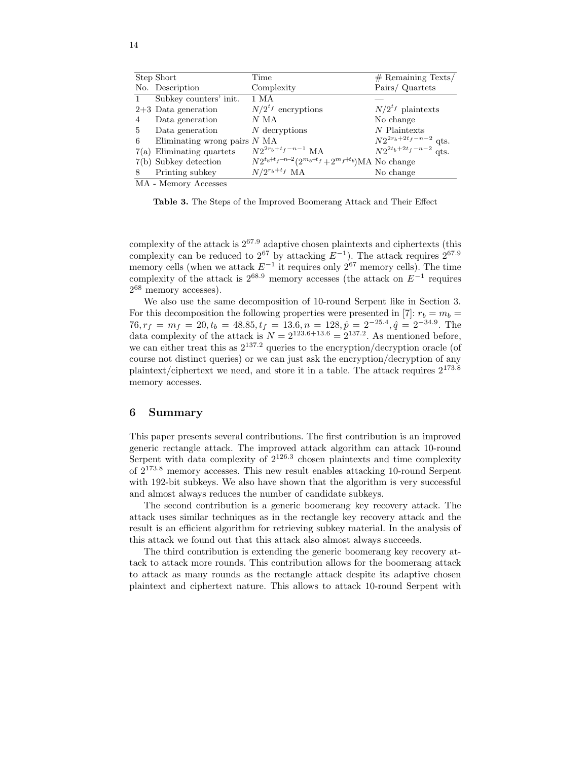| Step No. | Short Description | Time Complexity | # Remaining Texts/ Pairs/ Quartets |
|---|---|---|---|
| 1 | Subkey counters' init. | 1 MA | — |
| 2+3 | Data generation | $N/2^{t_f}$ encryptions | $N/2^{t_f}$ plaintexts |
| 4 | Data generation | $N$ MA | No change |
| 5 | Data generation | $N$ decryptions | $N$ Plaintexts |
| 6 | Eliminating wrong pairs | $N$ MA | $N2^{2r_b+2t_f-n-2}$ qts. |
| 7(a) | Eliminating quartets | $N2^{2r_b+t_f-n-1}$ MA | $N2^{2t_b+2t_f-n-2}$ qts. |
| 7(b) | Subkey detection | $N2^{t_b+t_f-n-2}(2^{m_b+t_f}+2^{m_f+t_b})$MA | No change |
| 8 | Printing subkey | $N/2^{r_b+t_f}$ MA | No change |

MA - Memory Accesses

**Table 3.** The Steps of the Improved Boomerang Attack and Their Effect

complexity of the attack is $2^{67.9}$ adaptive chosen plaintexts and ciphertexts (this complexity can be reduced to $2^{67}$ by attacking $E^{-1}$). The attack requires $2^{67.9}$ memory cells (when we attack $E^{-1}$ it requires only $2^{67}$ memory cells). The time complexity of the attack is $2^{68.9}$ memory accesses (the attack on $E^{-1}$ requires $2^{68}$ memory accesses).

We also use the same decomposition of 10-round Serpent like in Section 3. For this decomposition the following properties were presented in [7]: $r_b = m_b = 76, r_f = m_f = 20, t_b = 48.85, t_f = 13.6, n = 128, \hat{p} = 2^{-25.4}, \hat{q} = 2^{-34.9}$. The data complexity of the attack is $N = 2^{123.6+13.6} = 2^{137.2}$. As mentioned before, we can either treat this as $2^{137.2}$ queries to the encryption/decryption oracle (of course not distinct queries) or we can just ask the encryption/decryption of any plaintext/ciphertext we need, and store it in a table. The attack requires $2^{173.8}$ memory accesses.

## 6 Summary

This paper presents several contributions. The first contribution is an improved generic rectangle attack. The improved attack algorithm can attack 10-round Serpent with data complexity of $2^{126.3}$ chosen plaintexts and time complexity of $2^{173.8}$ memory accesses. This new result enables attacking 10-round Serpent with 192-bit subkeys. We also have shown that the algorithm is very successful and almost always reduces the number of candidate subkeys.

The second contribution is a generic boomerang key recovery attack. The attack uses similar techniques as in the rectangle key recovery attack and the result is an efficient algorithm for retrieving subkey material. In the analysis of this attack we found out that this attack also almost always succeeds.

The third contribution is extending the generic boomerang key recovery attack to attack more rounds. This contribution allows for the boomerang attack to attack as many rounds as the rectangle attack despite its adaptive chosen plaintext and ciphertext nature. This allows to attack 10-round Serpent with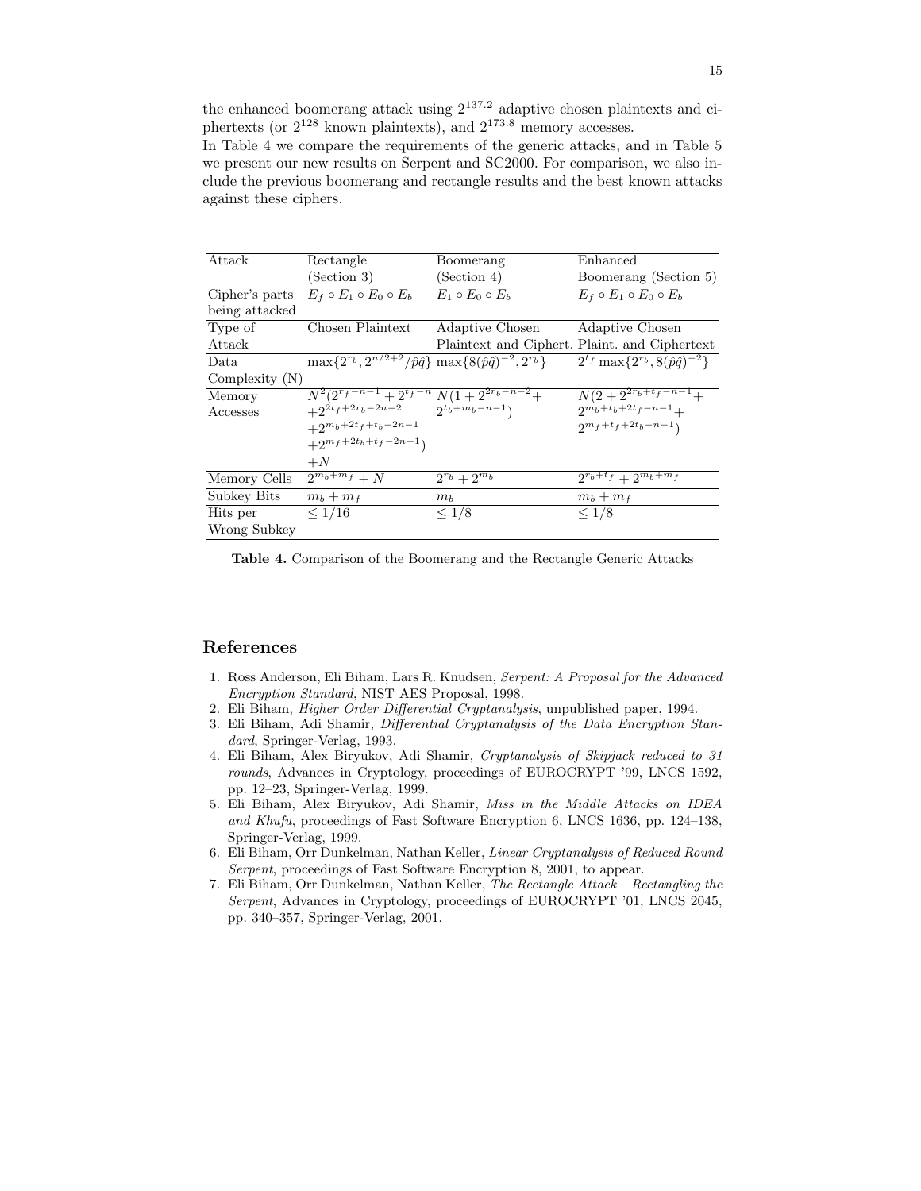the enhanced boomerang attack using $2^{137.2}$ adaptive chosen plaintexts and ciphertexts (or $2^{128}$ known plaintexts), and $2^{173.8}$ memory accesses.

In Table 4 we compare the requirements of the generic attacks, and in Table 5 we present our new results on Serpent and SC2000. For comparison, we also include the previous boomerang and rectangle results and the best known attacks against these ciphers.

| Attack | Rectangle (Section 3) | Boomerang (Section 4) | Enhanced Boomerang (Section 5) |
|---|---|---|---|
| Cipher's parts being attacked | $E_f \circ E_1 \circ E_0 \circ E_b$ | $E_1 \circ E_0 \circ E_b$ | $E_f \circ E_1 \circ E_0 \circ E_b$ |
| Type of Attack | Chosen Plaintext | Adaptive Chosen Plaintext and Ciphert. | Adaptive Chosen Plaint. and Ciphertext |
| Data Complexity (N) | $\max\{2^{r_b}, 2^{n/2+2}/\hat{p}\hat{q}\}$ | $\max\{8(\hat{p}\hat{q})^{-2}, 2^{r_b}\}$ | $2^{t_f}\max\{2^{r_b}, 8(\hat{p}\hat{q})^{-2}\}$ |
| Memory Accesses | $N^2(2^{r_f-n-1} + 2^{t_f-n}$ $+2^{2t_f+2r_b-2n-2}$ $+2^{m_b+2t_f+t_b-2n-1}$ $+2^{m_f+2t_b+t_f-2n-1})$ $+N$ | $N(1+2^{2r_b-n-2}+$ $2^{t_b+m_b-n-1})$ | $N(2+2^{2r_b+t_f-n-1}+$ $2^{m_b+t_b+2t_f-n-1}+$ $2^{m_f+t_f+2t_b-n-1})$ |
| Memory Cells | $2^{m_b+m_f}+N$ | $2^{r_b}+2^{m_b}$ | $2^{r_b+t_f}+2^{m_b+m_f}$ |
| Subkey Bits | $m_b+m_f$ | $m_b$ | $m_b+m_f$ |
| Hits per Wrong Subkey | $\leq 1/16$ | $\leq 1/8$ | $\leq 1/8$ |

**Table 4.** Comparison of the Boomerang and the Rectangle Generic Attacks

## References

1. Ross Anderson, Eli Biham, Lars R. Knudsen, *Serpent: A Proposal for the Advanced Encryption Standard*, NIST AES Proposal, 1998.
2. Eli Biham, *Higher Order Differential Cryptanalysis*, unpublished paper, 1994.
3. Eli Biham, Adi Shamir, *Differential Cryptanalysis of the Data Encryption Standard*, Springer-Verlag, 1993.
4. Eli Biham, Alex Biryukov, Adi Shamir, *Cryptanalysis of Skipjack reduced to 31 rounds*, Advances in Cryptology, proceedings of EUROCRYPT '99, LNCS 1592, pp. 12–23, Springer-Verlag, 1999.
5. Eli Biham, Alex Biryukov, Adi Shamir, *Miss in the Middle Attacks on IDEA and Khufu*, proceedings of Fast Software Encryption 6, LNCS 1636, pp. 124–138, Springer-Verlag, 1999.
6. Eli Biham, Orr Dunkelman, Nathan Keller, *Linear Cryptanalysis of Reduced Round Serpent*, proceedings of Fast Software Encryption 8, 2001, to appear.
7. Eli Biham, Orr Dunkelman, Nathan Keller, *The Rectangle Attack – Rectangling the Serpent*, Advances in Cryptology, proceedings of EUROCRYPT '01, LNCS 2045, pp. 340–357, Springer-Verlag, 2001.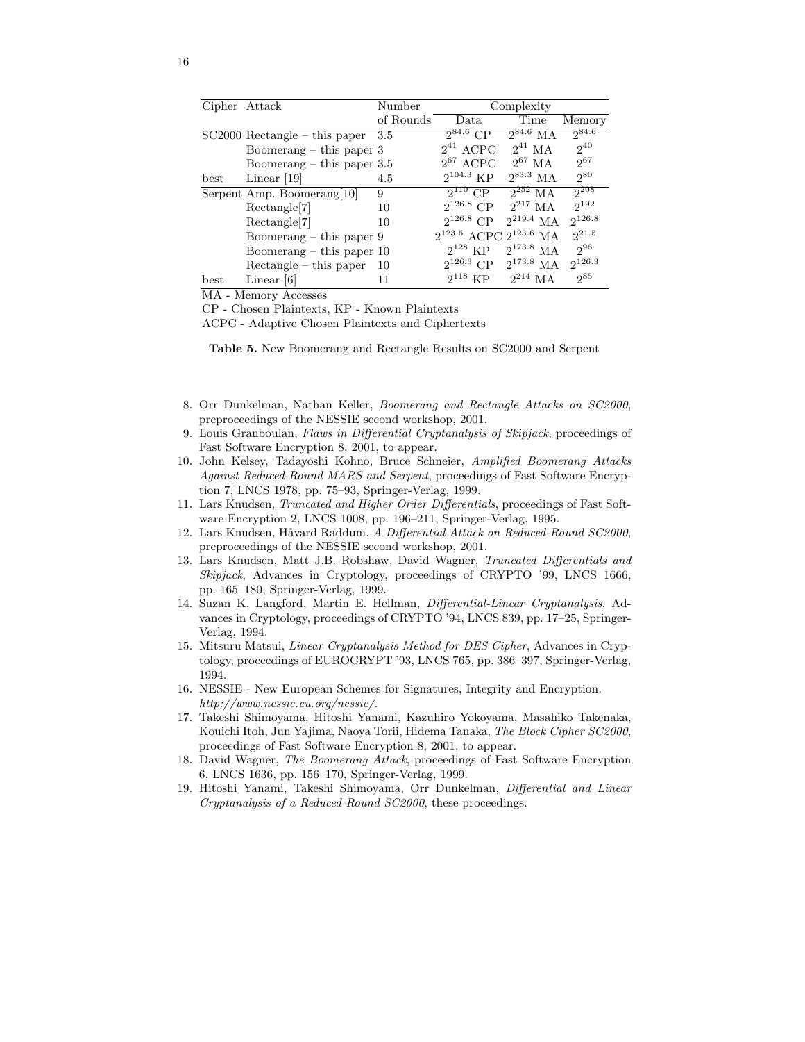| Cipher | Attack | Number of Rounds | Complexity | | |
|---|---|---|---|---|---|
| | | | Data | Time | Memory |
| SC2000 | Rectangle – this paper | 3.5 | $2^{84.6}$ CP | $2^{84.6}$ MA | $2^{84.6}$ |
| | Boomerang – this paper | 3 | $2^{41}$ ACPC | $2^{41}$ MA | $2^{40}$ |
| | Boomerang – this paper | 3.5 | $2^{67}$ ACPC | $2^{67}$ MA | $2^{67}$ |
| best | Linear [19] | 4.5 | $2^{104.3}$ KP | $2^{83.3}$ MA | $2^{80}$ |
| Serpent | Amp. Boomerang[10] | 9 | $2^{110}$ CP | $2^{252}$ MA | $2^{208}$ |
| | Rectangle[7] | 10 | $2^{126.8}$ CP | $2^{217}$ MA | $2^{192}$ |
| | Rectangle[7] | 10 | $2^{126.8}$ CP | $2^{219.4}$ MA | $2^{126.8}$ |
| | Boomerang – this paper | 9 | $2^{123.6}$ ACPC | $2^{123.6}$ MA | $2^{21.5}$ |
| | Boomerang – this paper | 10 | $2^{128}$ KP | $2^{173.8}$ MA | $2^{96}$ |
| | Rectangle – this paper | 10 | $2^{126.3}$ CP | $2^{173.8}$ MA | $2^{126.3}$ |
| best | Linear [6] | 11 | $2^{118}$ KP | $2^{214}$ MA | $2^{85}$ |

MA - Memory Accesses

CP - Chosen Plaintexts, KP - Known Plaintexts

ACPC - Adaptive Chosen Plaintexts and Ciphertexts

**Table 5.** New Boomerang and Rectangle Results on SC2000 and Serpent

8. Orr Dunkelman, Nathan Keller, *Boomerang and Rectangle Attacks on SC2000*, preproceedings of the NESSIE second workshop, 2001.
9. Louis Granboulan, *Flaws in Differential Cryptanalysis of Skipjack*, proceedings of Fast Software Encryption 8, 2001, to appear.
10. John Kelsey, Tadayoshi Kohno, Bruce Schneier, *Amplified Boomerang Attacks Against Reduced-Round MARS and Serpent*, proceedings of Fast Software Encryption 7, LNCS 1978, pp. 75–93, Springer-Verlag, 1999.
11. Lars Knudsen, *Truncated and Higher Order Differentials*, proceedings of Fast Software Encryption 2, LNCS 1008, pp. 196–211, Springer-Verlag, 1995.
12. Lars Knudsen, Håvard Raddum, *A Differential Attack on Reduced-Round SC2000*, preproceedings of the NESSIE second workshop, 2001.
13. Lars Knudsen, Matt J.B. Robshaw, David Wagner, *Truncated Differentials and Skipjack*, Advances in Cryptology, proceedings of CRYPTO '99, LNCS 1666, pp. 165–180, Springer-Verlag, 1999.
14. Suzan K. Langford, Martin E. Hellman, *Differential-Linear Cryptanalysis*, Advances in Cryptology, proceedings of CRYPTO '94, LNCS 839, pp. 17–25, Springer-Verlag, 1994.
15. Mitsuru Matsui, *Linear Cryptanalysis Method for DES Cipher*, Advances in Cryptology, proceedings of EUROCRYPT '93, LNCS 765, pp. 386–397, Springer-Verlag, 1994.
16. NESSIE - New European Schemes for Signatures, Integrity and Encryption. *http://www.nessie.eu.org/nessie/*.
17. Takeshi Shimoyama, Hitoshi Yanami, Kazuhiro Yokoyama, Masahiko Takenaka, Kouichi Itoh, Jun Yajima, Naoya Torii, Hidema Tanaka, *The Block Cipher SC2000*, proceedings of Fast Software Encryption 8, 2001, to appear.
18. David Wagner, *The Boomerang Attack*, proceedings of Fast Software Encryption 6, LNCS 1636, pp. 156–170, Springer-Verlag, 1999.
19. Hitoshi Yanami, Takeshi Shimoyama, Orr Dunkelman, *Differential and Linear Cryptanalysis of a Reduced-Round SC2000*, these proceedings.